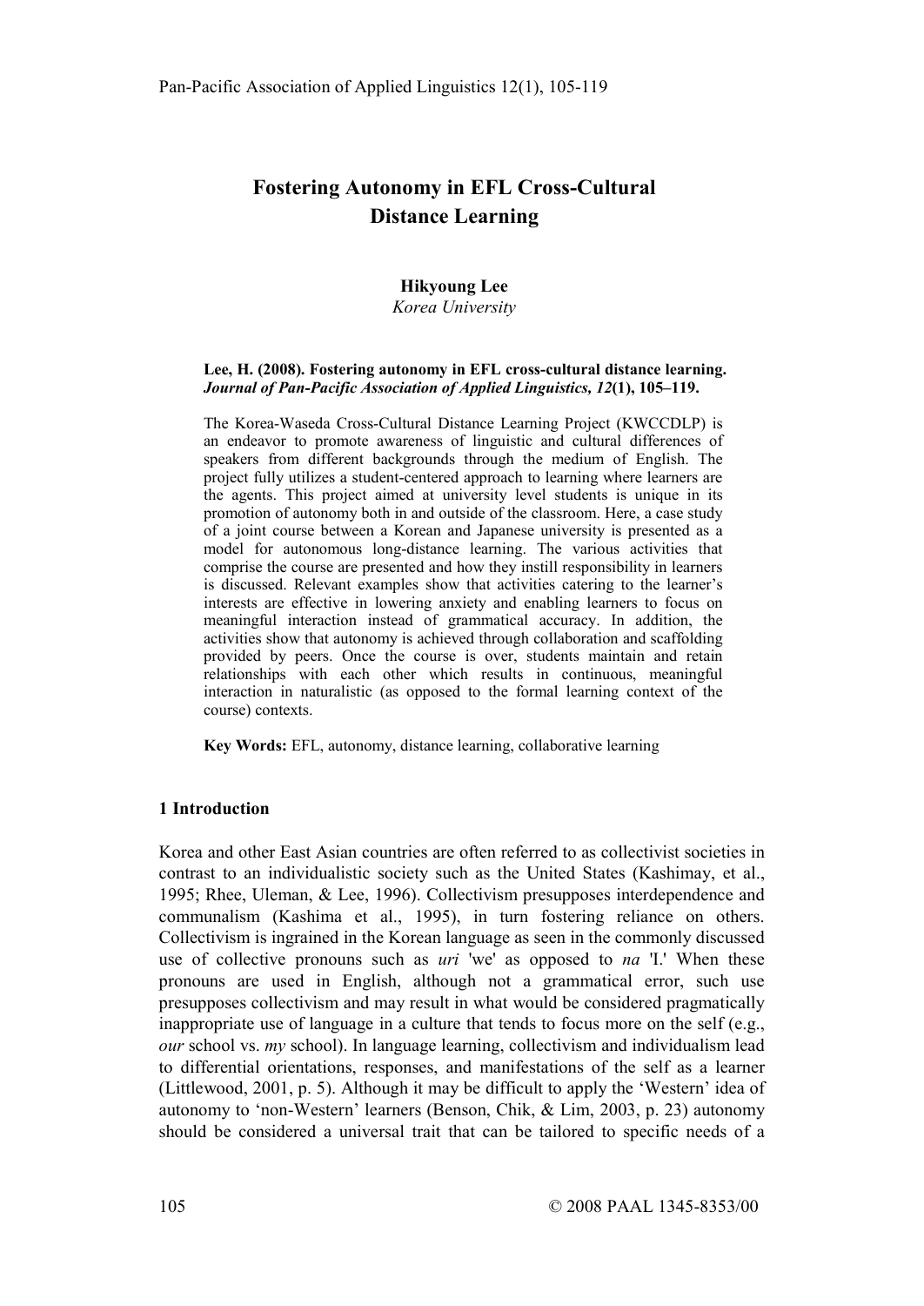# Fostering Autonomy in EFL Cross-Cultural Distance Learning

**Hikyoung Lee**
*Korea University*

**Lee, H. (2008). Fostering autonomy in EFL cross-cultural distance learning.** ***Journal of Pan-Pacific Association of Applied Linguistics, 12*****(1), 105–119.**

The Korea-Waseda Cross-Cultural Distance Learning Project (KWCCDLP) is an endeavor to promote awareness of linguistic and cultural differences of speakers from different backgrounds through the medium of English. The project fully utilizes a student-centered approach to learning where learners are the agents. This project aimed at university level students is unique in its promotion of autonomy both in and outside of the classroom. Here, a case study of a joint course between a Korean and Japanese university is presented as a model for autonomous long-distance learning. The various activities that comprise the course are presented and how they instill responsibility in learners is discussed. Relevant examples show that activities catering to the learner's interests are effective in lowering anxiety and enabling learners to focus on meaningful interaction instead of grammatical accuracy. In addition, the activities show that autonomy is achieved through collaboration and scaffolding provided by peers. Once the course is over, students maintain and retain relationships with each other which results in continuous, meaningful interaction in naturalistic (as opposed to the formal learning context of the course) contexts.

**Key Words:** EFL, autonomy, distance learning, collaborative learning

## 1 Introduction

Korea and other East Asian countries are often referred to as collectivist societies in contrast to an individualistic society such as the United States (Kashimay, et al., 1995; Rhee, Uleman, & Lee, 1996). Collectivism presupposes interdependence and communalism (Kashima et al., 1995), in turn fostering reliance on others. Collectivism is ingrained in the Korean language as seen in the commonly discussed use of collective pronouns such as *uri* 'we' as opposed to *na* 'I.' When these pronouns are used in English, although not a grammatical error, such use presupposes collectivism and may result in what would be considered pragmatically inappropriate use of language in a culture that tends to focus more on the self (e.g., *our* school vs. *my* school). In language learning, collectivism and individualism lead to differential orientations, responses, and manifestations of the self as a learner (Littlewood, 2001, p. 5). Although it may be difficult to apply the 'Western' idea of autonomy to 'non-Western' learners (Benson, Chik, & Lim, 2003, p. 23) autonomy should be considered a universal trait that can be tailored to specific needs of a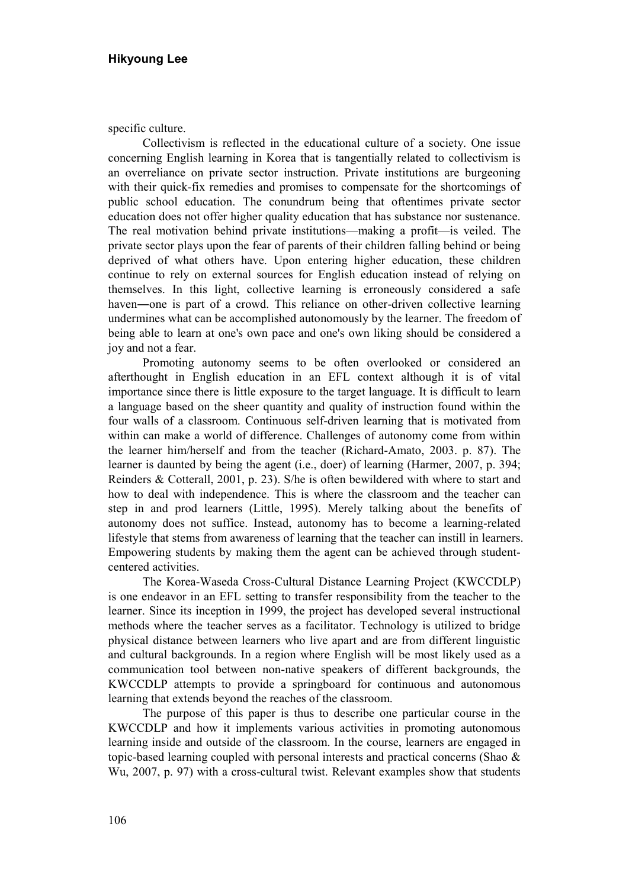specific culture.

Collectivism is reflected in the educational culture of a society. One issue concerning English learning in Korea that is tangentially related to collectivism is an overreliance on private sector instruction. Private institutions are burgeoning with their quick-fix remedies and promises to compensate for the shortcomings of public school education. The conundrum being that oftentimes private sector education does not offer higher quality education that has substance nor sustenance. The real motivation behind private institutions—making a profit—is veiled. The private sector plays upon the fear of parents of their children falling behind or being deprived of what others have. Upon entering higher education, these children continue to rely on external sources for English education instead of relying on themselves. In this light, collective learning is erroneously considered a safe haven―one is part of a crowd. This reliance on other-driven collective learning undermines what can be accomplished autonomously by the learner. The freedom of being able to learn at one's own pace and one's own liking should be considered a joy and not a fear.

Promoting autonomy seems to be often overlooked or considered an afterthought in English education in an EFL context although it is of vital importance since there is little exposure to the target language. It is difficult to learn a language based on the sheer quantity and quality of instruction found within the four walls of a classroom. Continuous self-driven learning that is motivated from within can make a world of difference. Challenges of autonomy come from within the learner him/herself and from the teacher (Richard-Amato, 2003. p. 87). The learner is daunted by being the agent (i.e., doer) of learning (Harmer, 2007, p. 394; Reinders & Cotterall, 2001, p. 23). S/he is often bewildered with where to start and how to deal with independence. This is where the classroom and the teacher can step in and prod learners (Little, 1995). Merely talking about the benefits of autonomy does not suffice. Instead, autonomy has to become a learning-related lifestyle that stems from awareness of learning that the teacher can instill in learners. Empowering students by making them the agent can be achieved through student-centered activities.

The Korea-Waseda Cross-Cultural Distance Learning Project (KWCCDLP) is one endeavor in an EFL setting to transfer responsibility from the teacher to the learner. Since its inception in 1999, the project has developed several instructional methods where the teacher serves as a facilitator. Technology is utilized to bridge physical distance between learners who live apart and are from different linguistic and cultural backgrounds. In a region where English will be most likely used as a communication tool between non-native speakers of different backgrounds, the KWCCDLP attempts to provide a springboard for continuous and autonomous learning that extends beyond the reaches of the classroom.

The purpose of this paper is thus to describe one particular course in the KWCCDLP and how it implements various activities in promoting autonomous learning inside and outside of the classroom. In the course, learners are engaged in topic-based learning coupled with personal interests and practical concerns (Shao & Wu, 2007, p. 97) with a cross-cultural twist. Relevant examples show that students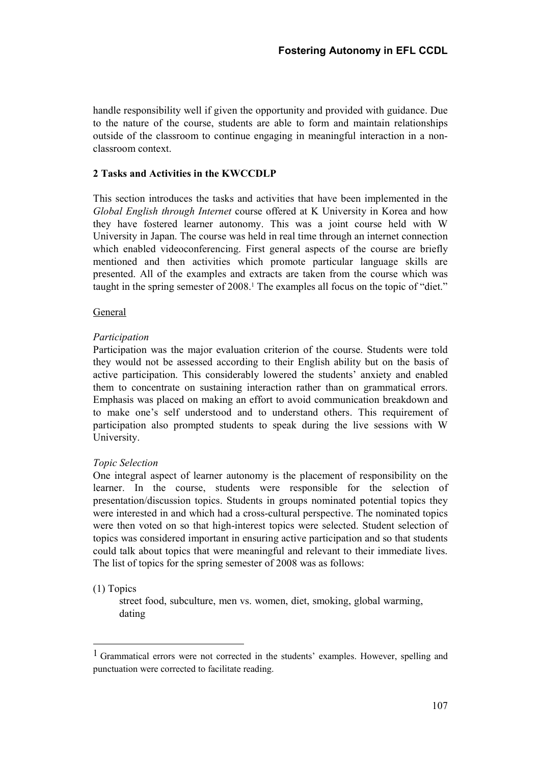handle responsibility well if given the opportunity and provided with guidance. Due to the nature of the course, students are able to form and maintain relationships outside of the classroom to continue engaging in meaningful interaction in a non-classroom context.

## 2 Tasks and Activities in the KWCCDLP

This section introduces the tasks and activities that have been implemented in the *Global English through Internet* course offered at K University in Korea and how they have fostered learner autonomy. This was a joint course held with W University in Japan. The course was held in real time through an internet connection which enabled videoconferencing. First general aspects of the course are briefly mentioned and then activities which promote particular language skills are presented. All of the examples and extracts are taken from the course which was taught in the spring semester of 2008.[1] The examples all focus on the topic of "diet."

### General

#### *Participation*

Participation was the major evaluation criterion of the course. Students were told they would not be assessed according to their English ability but on the basis of active participation. This considerably lowered the students' anxiety and enabled them to concentrate on sustaining interaction rather than on grammatical errors. Emphasis was placed on making an effort to avoid communication breakdown and to make one's self understood and to understand others. This requirement of participation also prompted students to speak during the live sessions with W University.

#### *Topic Selection*

One integral aspect of learner autonomy is the placement of responsibility on the learner. In the course, students were responsible for the selection of presentation/discussion topics. Students in groups nominated potential topics they were interested in and which had a cross-cultural perspective. The nominated topics were then voted on so that high-interest topics were selected. Student selection of topics was considered important in ensuring active participation and so that students could talk about topics that were meaningful and relevant to their immediate lives. The list of topics for the spring semester of 2008 was as follows:

(1) Topics

street food, subculture, men vs. women, diet, smoking, global warming, dating

---

[1] Grammatical errors were not corrected in the students' examples. However, spelling and punctuation were corrected to facilitate reading.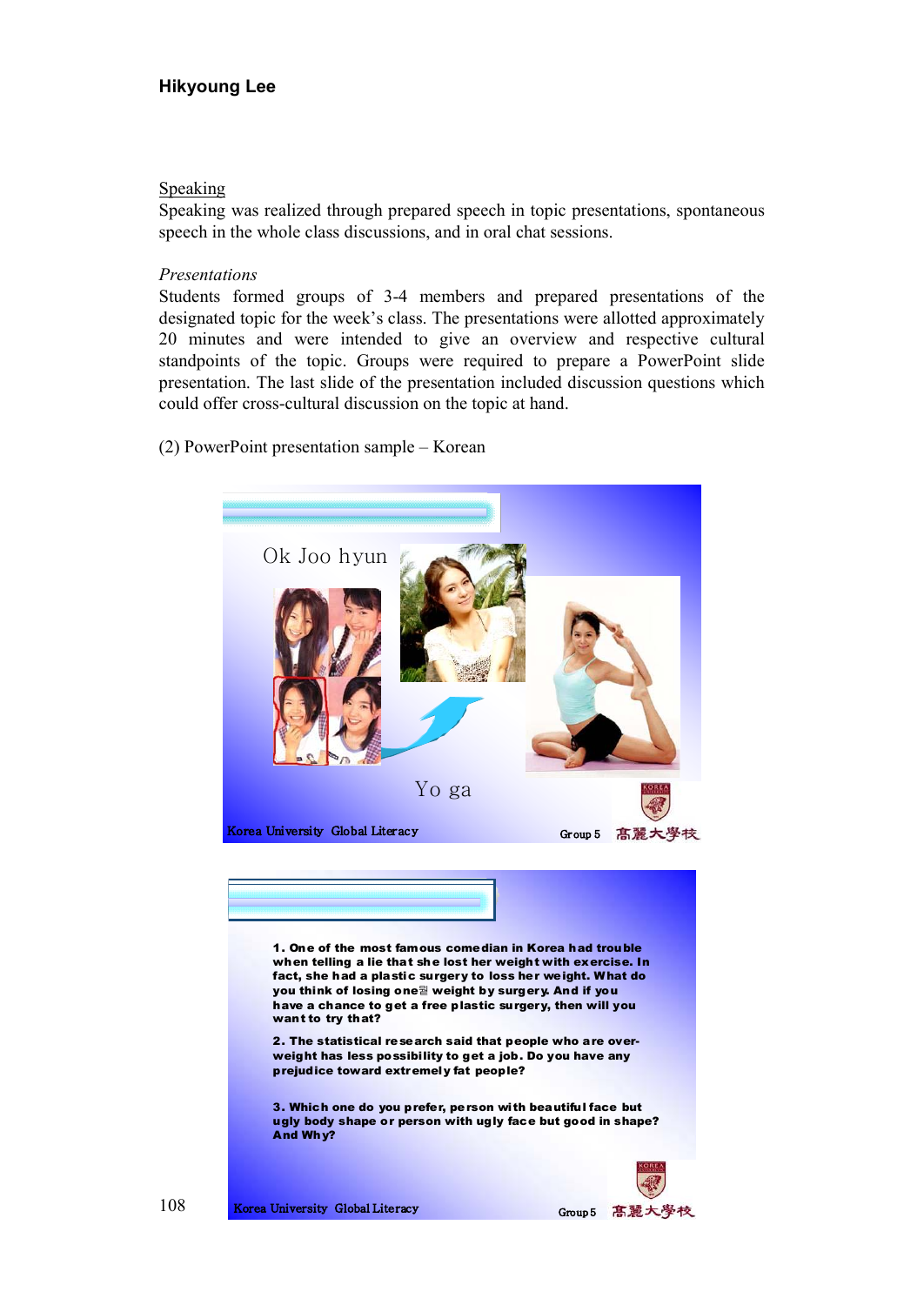## Speaking

Speaking was realized through prepared speech in topic presentations, spontaneous speech in the whole class discussions, and in oral chat sessions.

### *Presentations*

Students formed groups of 3-4 members and prepared presentations of the designated topic for the week's class. The presentations were allotted approximately 20 minutes and were intended to give an overview and respective cultural standpoints of the topic. Groups were required to prepare a PowerPoint slide presentation. The last slide of the presentation included discussion questions which could offer cross-cultural discussion on the topic at hand.

(2) PowerPoint presentation sample – Korean

Ok Joo hyun

Yo ga

Korea University Global Literacy                Group 5   高麗大學校

**1. One of the most famous comedian in Korea had trouble when telling a lie that she lost her weight with exercise. In fact, she had a plastic surgery to loss her weight. What do you think of losing one궐 weight by surgery. And if you have a chance to get a free plastic surgery, then will you want to try that?**

**2. The statistical research said that people who are over-weight has less possibility to get a job. Do you have any prejudice toward extremely fat people?**

**3. Which one do you prefer, person with beautiful face but ugly body shape or person with ugly face but good in shape? And Why?**

Korea University Global Literacy                Group 5   高麗大學校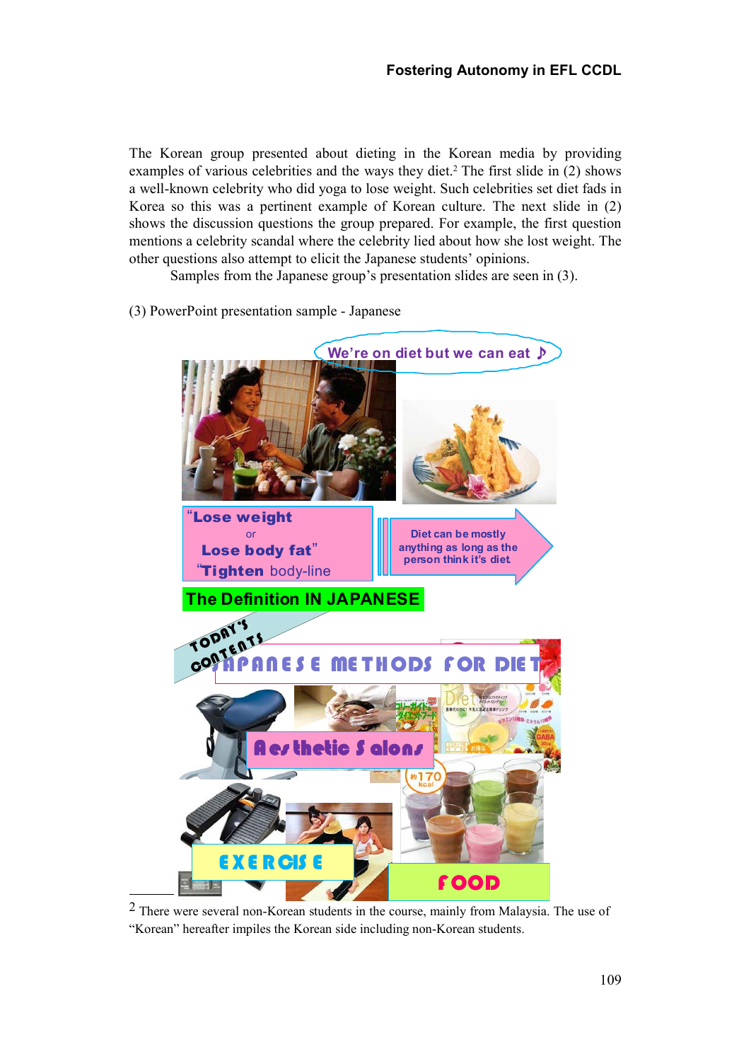The Korean group presented about dieting in the Korean media by providing examples of various celebrities and the ways they diet.[2] The first slide in (2) shows a well-known celebrity who did yoga to lose weight. Such celebrities set diet fads in Korea so this was a pertinent example of Korean culture. The next slide in (2) shows the discussion questions the group prepared. For example, the first question mentions a celebrity scandal where the celebrity lied about how she lost weight. The other questions also attempt to elicit the Japanese students' opinions.

Samples from the Japanese group's presentation slides are seen in (3).

(3) PowerPoint presentation sample - Japanese

We're on diet but we can eat ♪

"Lose weight
or
Lose body fat"
"Tighten body-line

Diet can be mostly anything as long as the person think it's diet

The Definition IN JAPANESE

TODAY'S CONTENTS

JAPANESE METHODS FOR DIET

Aesthetic Salons

EXERCISE

FOOD

---

[2] There were several non-Korean students in the course, mainly from Malaysia. The use of "Korean" hereafter impiles the Korean side including non-Korean students.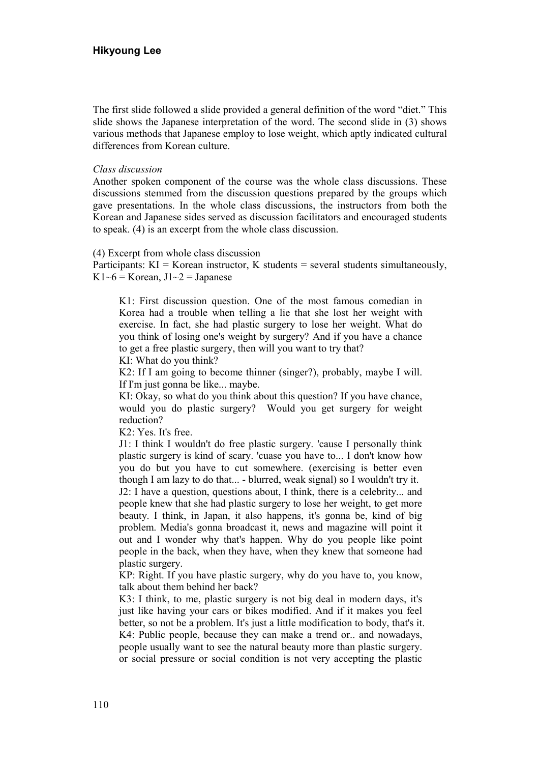The first slide followed a slide provided a general definition of the word "diet." This slide shows the Japanese interpretation of the word. The second slide in (3) shows various methods that Japanese employ to lose weight, which aptly indicated cultural differences from Korean culture.

*Class discussion*

Another spoken component of the course was the whole class discussions. These discussions stemmed from the discussion questions prepared by the groups which gave presentations. In the whole class discussions, the instructors from both the Korean and Japanese sides served as discussion facilitators and encouraged students to speak. (4) is an excerpt from the whole class discussion.

(4) Excerpt from whole class discussion

Participants: KI = Korean instructor, K students = several students simultaneously, K1~6 = Korean, J1~2 = Japanese

> K1: First discussion question. One of the most famous comedian in Korea had a trouble when telling a lie that she lost her weight with exercise. In fact, she had plastic surgery to lose her weight. What do you think of losing one's weight by surgery? And if you have a chance to get a free plastic surgery, then will you want to try that?
>
> KI: What do you think?
>
> K2: If I am going to become thinner (singer?), probably, maybe I will. If I'm just gonna be like... maybe.
>
> KI: Okay, so what do you think about this question? If you have chance, would you do plastic surgery? Would you get surgery for weight reduction?
>
> K2: Yes. It's free.
>
> J1: I think I wouldn't do free plastic surgery. 'cause I personally think plastic surgery is kind of scary. 'cuase you have to... I don't know how you do but you have to cut somewhere. (exercising is better even though I am lazy to do that... - blurred, weak signal) so I wouldn't try it.
>
> J2: I have a question, questions about, I think, there is a celebrity... and people knew that she had plastic surgery to lose her weight, to get more beauty. I think, in Japan, it also happens, it's gonna be, kind of big problem. Media's gonna broadcast it, news and magazine will point it out and I wonder why that's happen. Why do you people like point people in the back, when they have, when they knew that someone had plastic surgery.
>
> KP: Right. If you have plastic surgery, why do you have to, you know, talk about them behind her back?
>
> K3: I think, to me, plastic surgery is not big deal in modern days, it's just like having your cars or bikes modified. And if it makes you feel better, so not be a problem. It's just a little modification to body, that's it.
>
> K4: Public people, because they can make a trend or.. and nowadays, people usually want to see the natural beauty more than plastic surgery. or social pressure or social condition is not very accepting the plastic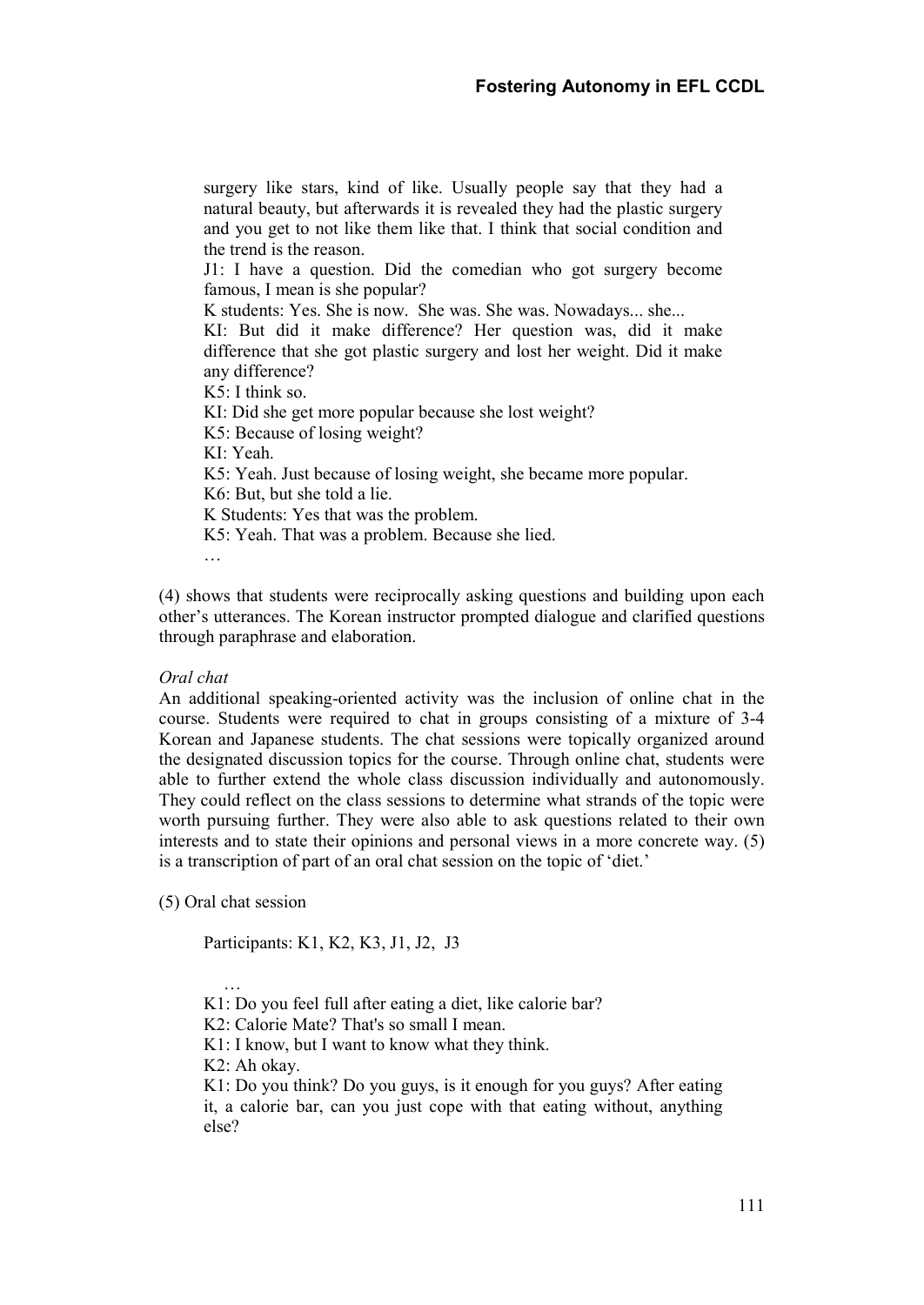surgery like stars, kind of like. Usually people say that they had a natural beauty, but afterwards it is revealed they had the plastic surgery and you get to not like them like that. I think that social condition and the trend is the reason.

J1: I have a question. Did the comedian who got surgery become famous, I mean is she popular?

K students: Yes. She is now. She was. She was. Nowadays... she...

KI: But did it make difference? Her question was, did it make difference that she got plastic surgery and lost her weight. Did it make any difference?

K5: I think so.

KI: Did she get more popular because she lost weight?

K5: Because of losing weight?

KI: Yeah.

K5: Yeah. Just because of losing weight, she became more popular.

K6: But, but she told a lie.

K Students: Yes that was the problem.

K5: Yeah. That was a problem. Because she lied.

…

(4) shows that students were reciprocally asking questions and building upon each other's utterances. The Korean instructor prompted dialogue and clarified questions through paraphrase and elaboration.

*Oral chat*

An additional speaking-oriented activity was the inclusion of online chat in the course. Students were required to chat in groups consisting of a mixture of 3-4 Korean and Japanese students. The chat sessions were topically organized around the designated discussion topics for the course. Through online chat, students were able to further extend the whole class discussion individually and autonomously. They could reflect on the class sessions to determine what strands of the topic were worth pursuing further. They were also able to ask questions related to their own interests and to state their opinions and personal views in a more concrete way. (5) is a transcription of part of an oral chat session on the topic of 'diet.'

(5) Oral chat session

Participants: K1, K2, K3, J1, J2, J3

…

K1: Do you feel full after eating a diet, like calorie bar?

K2: Calorie Mate? That's so small I mean.

K1: I know, but I want to know what they think.

K2: Ah okay.

K1: Do you think? Do you guys, is it enough for you guys? After eating it, a calorie bar, can you just cope with that eating without, anything else?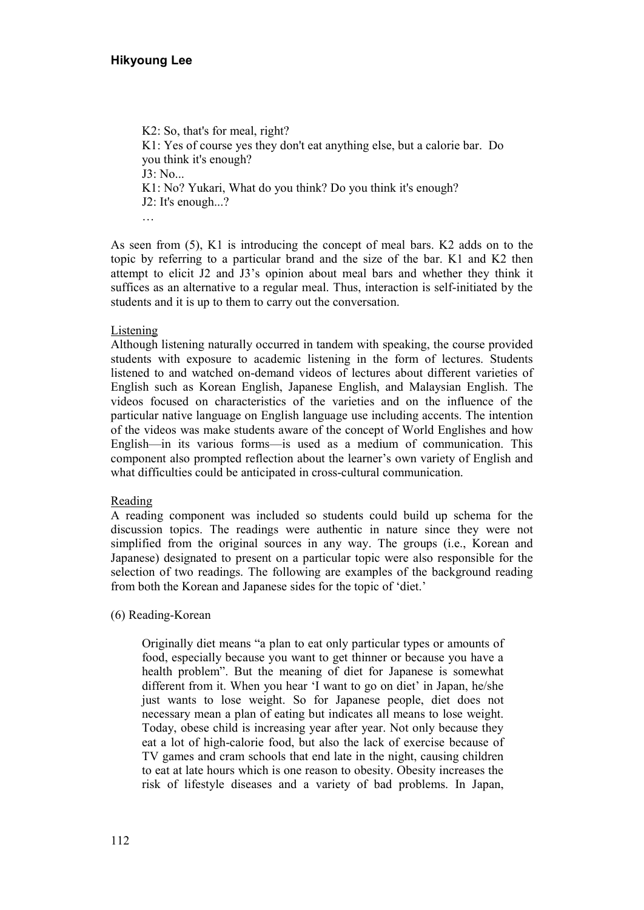K2: So, that's for meal, right?
K1: Yes of course yes they don't eat anything else, but a calorie bar. Do you think it's enough?
J3: No...
K1: No? Yukari, What do you think? Do you think it's enough?
J2: It's enough...?
…

As seen from (5), K1 is introducing the concept of meal bars. K2 adds on to the topic by referring to a particular brand and the size of the bar. K1 and K2 then attempt to elicit J2 and J3's opinion about meal bars and whether they think it suffices as an alternative to a regular meal. Thus, interaction is self-initiated by the students and it is up to them to carry out the conversation.

Listening

Although listening naturally occurred in tandem with speaking, the course provided students with exposure to academic listening in the form of lectures. Students listened to and watched on-demand videos of lectures about different varieties of English such as Korean English, Japanese English, and Malaysian English. The videos focused on characteristics of the varieties and on the influence of the particular native language on English language use including accents. The intention of the videos was make students aware of the concept of World Englishes and how English—in its various forms—is used as a medium of communication. This component also prompted reflection about the learner's own variety of English and what difficulties could be anticipated in cross-cultural communication.

Reading

A reading component was included so students could build up schema for the discussion topics. The readings were authentic in nature since they were not simplified from the original sources in any way. The groups (i.e., Korean and Japanese) designated to present on a particular topic were also responsible for the selection of two readings. The following are examples of the background reading from both the Korean and Japanese sides for the topic of 'diet.'

(6) Reading-Korean

> Originally diet means "a plan to eat only particular types or amounts of food, especially because you want to get thinner or because you have a health problem". But the meaning of diet for Japanese is somewhat different from it. When you hear 'I want to go on diet' in Japan, he/she just wants to lose weight. So for Japanese people, diet does not necessary mean a plan of eating but indicates all means to lose weight. Today, obese child is increasing year after year. Not only because they eat a lot of high-calorie food, but also the lack of exercise because of TV games and cram schools that end late in the night, causing children to eat at late hours which is one reason to obesity. Obesity increases the risk of lifestyle diseases and a variety of bad problems. In Japan,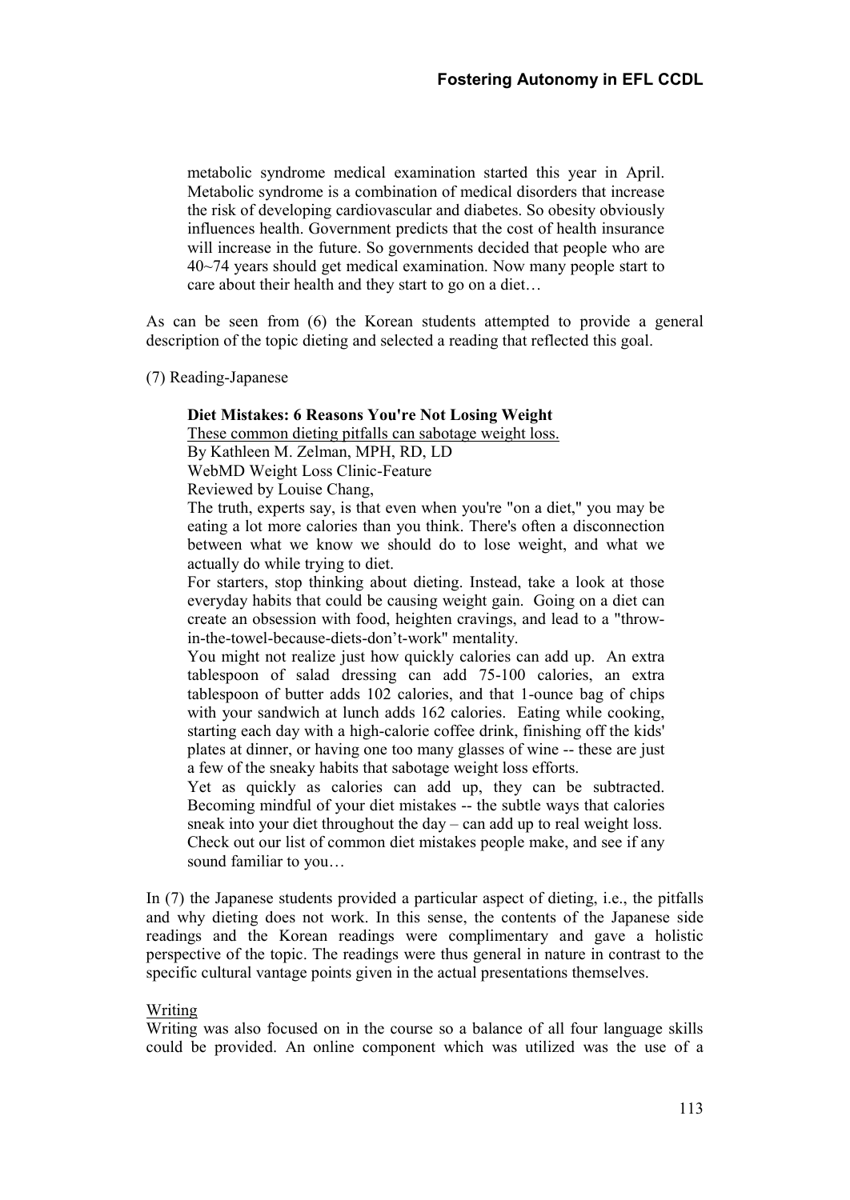> metabolic syndrome medical examination started this year in April. Metabolic syndrome is a combination of medical disorders that increase the risk of developing cardiovascular and diabetes. So obesity obviously influences health. Government predicts that the cost of health insurance will increase in the future. So governments decided that people who are 40~74 years should get medical examination. Now many people start to care about their health and they start to go on a diet…

As can be seen from (6) the Korean students attempted to provide a general description of the topic dieting and selected a reading that reflected this goal.

(7) Reading-Japanese

> **Diet Mistakes: 6 Reasons You're Not Losing Weight**
> These common dieting pitfalls can sabotage weight loss.
> By Kathleen M. Zelman, MPH, RD, LD
> WebMD Weight Loss Clinic-Feature
> Reviewed by Louise Chang,
> The truth, experts say, is that even when you're "on a diet," you may be eating a lot more calories than you think. There's often a disconnection between what we know we should do to lose weight, and what we actually do while trying to diet.
> For starters, stop thinking about dieting. Instead, take a look at those everyday habits that could be causing weight gain. Going on a diet can create an obsession with food, heighten cravings, and lead to a "throw-in-the-towel-because-diets-don't-work" mentality.
> You might not realize just how quickly calories can add up. An extra tablespoon of salad dressing can add 75-100 calories, an extra tablespoon of butter adds 102 calories, and that 1-ounce bag of chips with your sandwich at lunch adds 162 calories. Eating while cooking, starting each day with a high-calorie coffee drink, finishing off the kids' plates at dinner, or having one too many glasses of wine -- these are just a few of the sneaky habits that sabotage weight loss efforts.
> Yet as quickly as calories can add up, they can be subtracted. Becoming mindful of your diet mistakes -- the subtle ways that calories sneak into your diet throughout the day – can add up to real weight loss. Check out our list of common diet mistakes people make, and see if any sound familiar to you…

In (7) the Japanese students provided a particular aspect of dieting, i.e., the pitfalls and why dieting does not work. In this sense, the contents of the Japanese side readings and the Korean readings were complimentary and gave a holistic perspective of the topic. The readings were thus general in nature in contrast to the specific cultural vantage points given in the actual presentations themselves.

Writing

Writing was also focused on in the course so a balance of all four language skills could be provided. An online component which was utilized was the use of a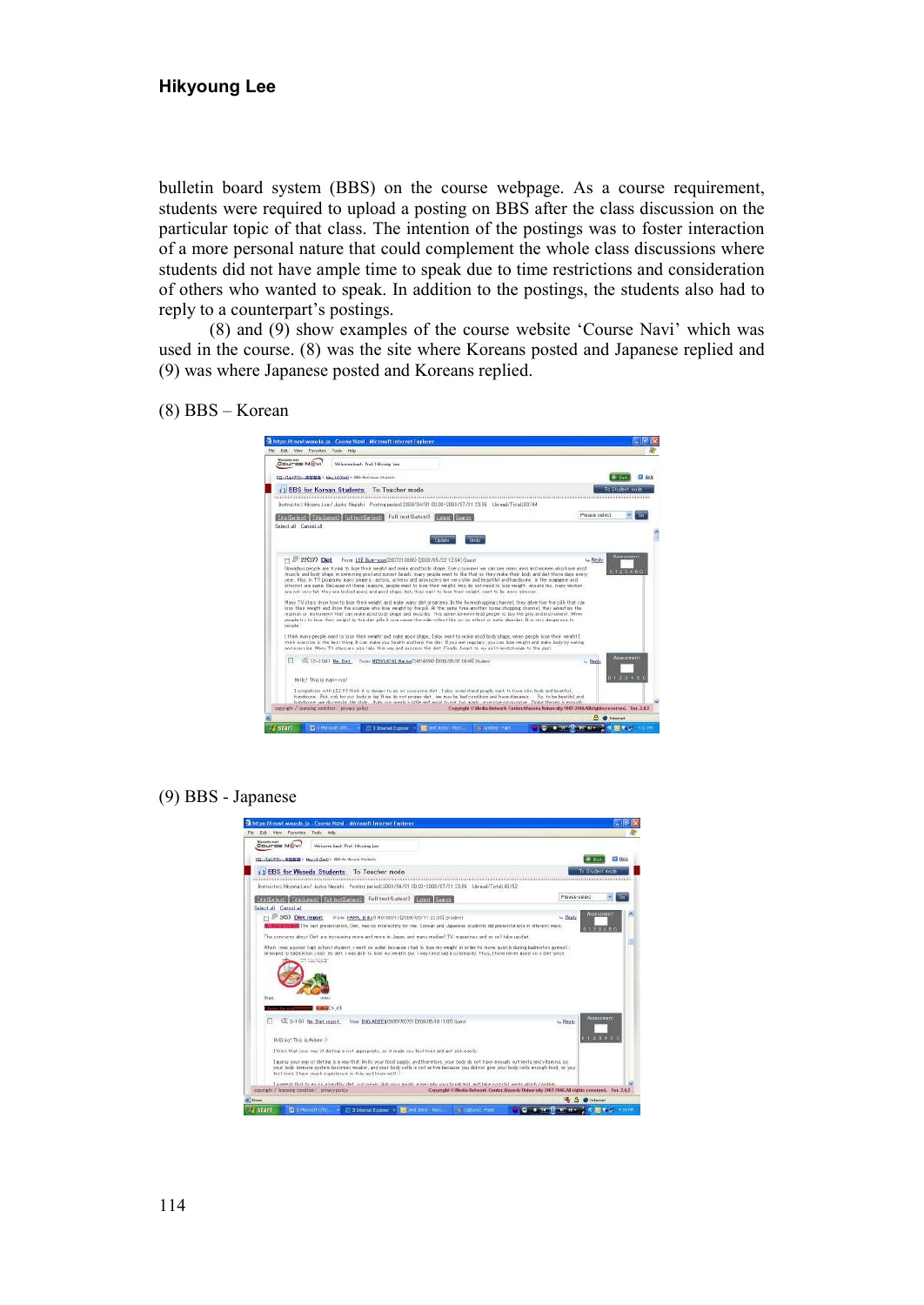bulletin board system (BBS) on the course webpage. As a course requirement, students were required to upload a posting on BBS after the class discussion on the particular topic of that class. The intention of the postings was to foster interaction of a more personal nature that could complement the whole class discussions where students did not have ample time to speak due to time restrictions and consideration of others who wanted to speak. In addition to the postings, the students also had to reply to a counterpart's postings.

(8) and (9) show examples of the course website 'Course Navi' which was used in the course. (8) was the site where Koreans posted and Japanese replied and (9) was where Japanese posted and Koreans replied.

(8) BBS – Korean

(9) BBS - Japanese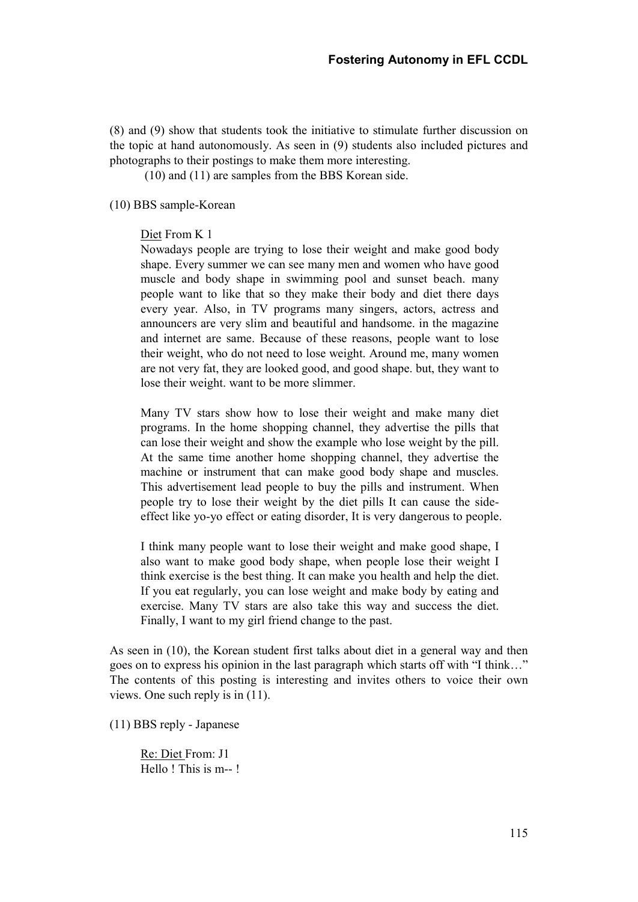(8) and (9) show that students took the initiative to stimulate further discussion on the topic at hand autonomously. As seen in (9) students also included pictures and photographs to their postings to make them more interesting.

(10) and (11) are samples from the BBS Korean side.

(10) BBS sample-Korean

> Diet From K 1
>
> Nowadays people are trying to lose their weight and make good body shape. Every summer we can see many men and women who have good muscle and body shape in swimming pool and sunset beach. many people want to like that so they make their body and diet there days every year. Also, in TV programs many singers, actors, actress and announcers are very slim and beautiful and handsome. in the magazine and internet are same. Because of these reasons, people want to lose their weight, who do not need to lose weight. Around me, many women are not very fat, they are looked good, and good shape. but, they want to lose their weight. want to be more slimmer.
>
> Many TV stars show how to lose their weight and make many diet programs. In the home shopping channel, they advertise the pills that can lose their weight and show the example who lose weight by the pill. At the same time another home shopping channel, they advertise the machine or instrument that can make good body shape and muscles. This advertisement lead people to buy the pills and instrument. When people try to lose their weight by the diet pills It can cause the side-effect like yo-yo effect or eating disorder, It is very dangerous to people.
>
> I think many people want to lose their weight and make good shape, I also want to make good body shape, when people lose their weight I think exercise is the best thing. It can make you health and help the diet. If you eat regularly, you can lose weight and make body by eating and exercise. Many TV stars are also take this way and success the diet. Finally, I want to my girl friend change to the past.

As seen in (10), the Korean student first talks about diet in a general way and then goes on to express his opinion in the last paragraph which starts off with "I think…" The contents of this posting is interesting and invites others to voice their own views. One such reply is in (11).

(11) BBS reply - Japanese

> Re: Diet From: J1
>
> Hello ! This is m-- !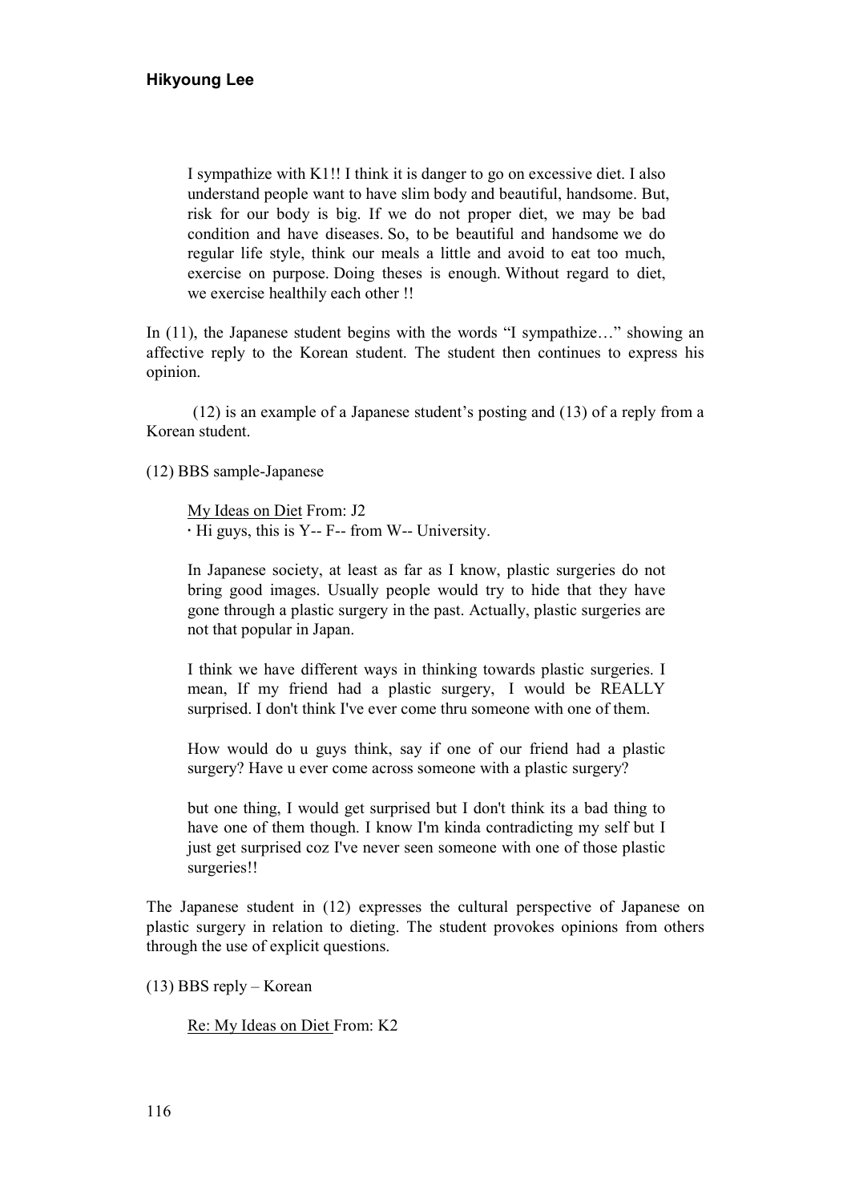> I sympathize with K1!! I think it is danger to go on excessive diet. I also understand people want to have slim body and beautiful, handsome. But, risk for our body is big. If we do not proper diet, we may be bad condition and have diseases. So, to be beautiful and handsome we do regular life style, think our meals a little and avoid to eat too much, exercise on purpose. Doing theses is enough. Without regard to diet, we exercise healthily each other !!

In (11), the Japanese student begins with the words "I sympathize…" showing an affective reply to the Korean student. The student then continues to express his opinion.

(12) is an example of a Japanese student's posting and (13) of a reply from a Korean student.

(12) BBS sample-Japanese

> <u>My Ideas on Diet</u> From: J2
> · Hi guys, this is Y-- F-- from W-- University.
>
> In Japanese society, at least as far as I know, plastic surgeries do not bring good images. Usually people would try to hide that they have gone through a plastic surgery in the past. Actually, plastic surgeries are not that popular in Japan.
>
> I think we have different ways in thinking towards plastic surgeries. I mean, If my friend had a plastic surgery, I would be REALLY surprised. I don't think I've ever come thru someone with one of them.
>
> How would do u guys think, say if one of our friend had a plastic surgery? Have u ever come across someone with a plastic surgery?
>
> but one thing, I would get surprised but I don't think its a bad thing to have one of them though. I know I'm kinda contradicting my self but I just get surprised coz I've never seen someone with one of those plastic surgeries!!

The Japanese student in (12) expresses the cultural perspective of Japanese on plastic surgery in relation to dieting. The student provokes opinions from others through the use of explicit questions.

(13) BBS reply – Korean

> <u>Re: My Ideas on Diet</u> From: K2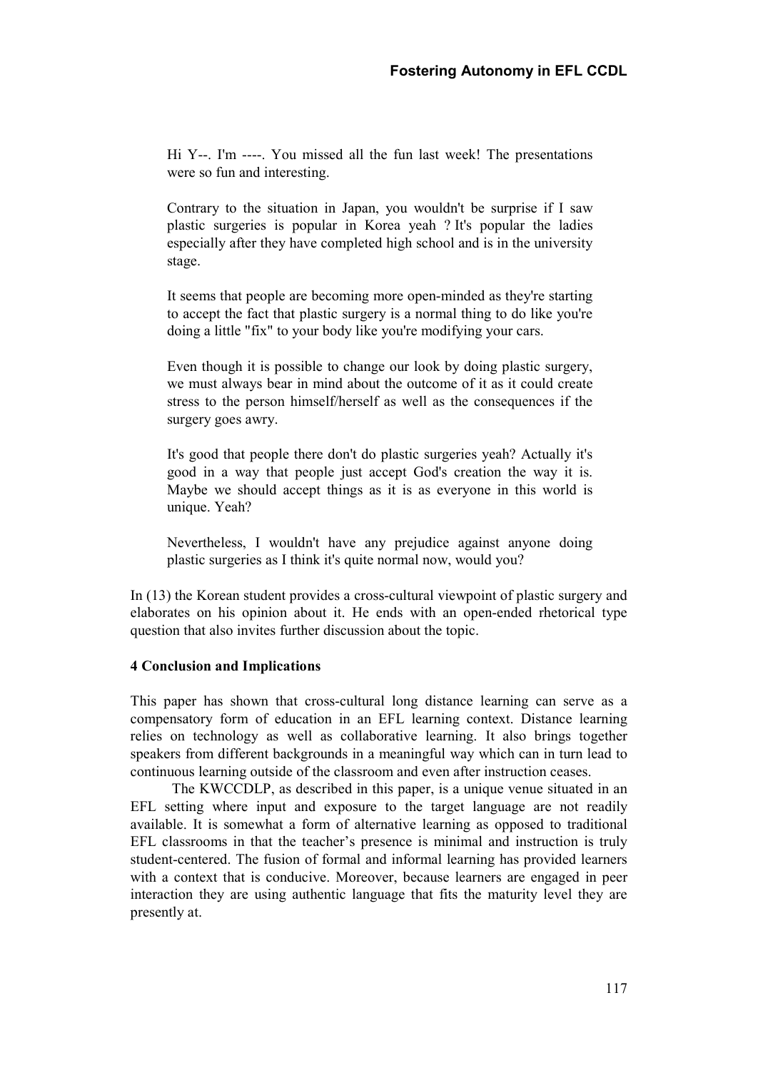> Hi Y--. I'm ----. You missed all the fun last week! The presentations were so fun and interesting.
>
> Contrary to the situation in Japan, you wouldn't be surprise if I saw plastic surgeries is popular in Korea yeah ? It's popular the ladies especially after they have completed high school and is in the university stage.
>
> It seems that people are becoming more open-minded as they're starting to accept the fact that plastic surgery is a normal thing to do like you're doing a little "fix" to your body like you're modifying your cars.
>
> Even though it is possible to change our look by doing plastic surgery, we must always bear in mind about the outcome of it as it could create stress to the person himself/herself as well as the consequences if the surgery goes awry.
>
> It's good that people there don't do plastic surgeries yeah? Actually it's good in a way that people just accept God's creation the way it is. Maybe we should accept things as it is as everyone in this world is unique. Yeah?
>
> Nevertheless, I wouldn't have any prejudice against anyone doing plastic surgeries as I think it's quite normal now, would you?

In (13) the Korean student provides a cross-cultural viewpoint of plastic surgery and elaborates on his opinion about it. He ends with an open-ended rhetorical type question that also invites further discussion about the topic.

## 4 Conclusion and Implications

This paper has shown that cross-cultural long distance learning can serve as a compensatory form of education in an EFL learning context. Distance learning relies on technology as well as collaborative learning. It also brings together speakers from different backgrounds in a meaningful way which can in turn lead to continuous learning outside of the classroom and even after instruction ceases.

The KWCCDLP, as described in this paper, is a unique venue situated in an EFL setting where input and exposure to the target language are not readily available. It is somewhat a form of alternative learning as opposed to traditional EFL classrooms in that the teacher's presence is minimal and instruction is truly student-centered. The fusion of formal and informal learning has provided learners with a context that is conducive. Moreover, because learners are engaged in peer interaction they are using authentic language that fits the maturity level they are presently at.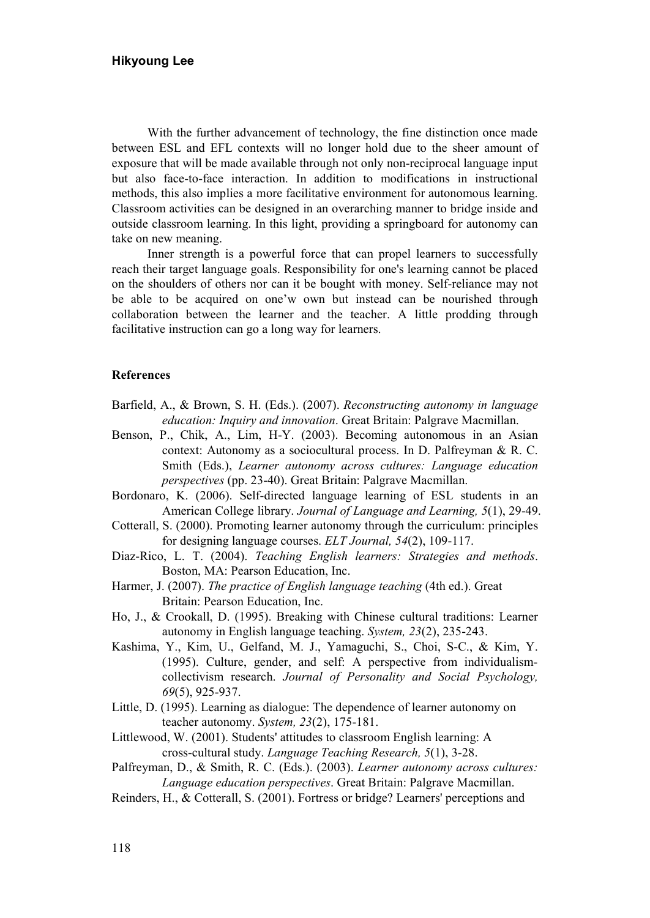With the further advancement of technology, the fine distinction once made between ESL and EFL contexts will no longer hold due to the sheer amount of exposure that will be made available through not only non-reciprocal language input but also face-to-face interaction. In addition to modifications in instructional methods, this also implies a more facilitative environment for autonomous learning. Classroom activities can be designed in an overarching manner to bridge inside and outside classroom learning. In this light, providing a springboard for autonomy can take on new meaning.

Inner strength is a powerful force that can propel learners to successfully reach their target language goals. Responsibility for one's learning cannot be placed on the shoulders of others nor can it be bought with money. Self-reliance may not be able to be acquired on one'w own but instead can be nourished through collaboration between the learner and the teacher. A little prodding through facilitative instruction can go a long way for learners.

**References**

Barfield, A., & Brown, S. H. (Eds.). (2007). *Reconstructing autonomy in language education: Inquiry and innovation*. Great Britain: Palgrave Macmillan.

Benson, P., Chik, A., Lim, H-Y. (2003). Becoming autonomous in an Asian context: Autonomy as a sociocultural process. In D. Palfreyman & R. C. Smith (Eds.), *Learner autonomy across cultures: Language education perspectives* (pp. 23-40). Great Britain: Palgrave Macmillan.

Bordonaro, K. (2006). Self-directed language learning of ESL students in an American College library. *Journal of Language and Learning, 5*(1), 29-49.

Cotterall, S. (2000). Promoting learner autonomy through the curriculum: principles for designing language courses. *ELT Journal, 54*(2), 109-117.

Diaz-Rico, L. T. (2004). *Teaching English learners: Strategies and methods*. Boston, MA: Pearson Education, Inc.

Harmer, J. (2007). *The practice of English language teaching* (4th ed.). Great Britain: Pearson Education, Inc.

Ho, J., & Crookall, D. (1995). Breaking with Chinese cultural traditions: Learner autonomy in English language teaching. *System, 23*(2), 235-243.

Kashima, Y., Kim, U., Gelfand, M. J., Yamaguchi, S., Choi, S-C., & Kim, Y. (1995). Culture, gender, and self: A perspective from individualism-collectivism research. *Journal of Personality and Social Psychology, 69*(5), 925-937.

Little, D. (1995). Learning as dialogue: The dependence of learner autonomy on teacher autonomy. *System, 23*(2), 175-181.

Littlewood, W. (2001). Students' attitudes to classroom English learning: A cross-cultural study. *Language Teaching Research, 5*(1), 3-28.

Palfreyman, D., & Smith, R. C. (Eds.). (2003). *Learner autonomy across cultures: Language education perspectives*. Great Britain: Palgrave Macmillan.

Reinders, H., & Cotterall, S. (2001). Fortress or bridge? Learners' perceptions and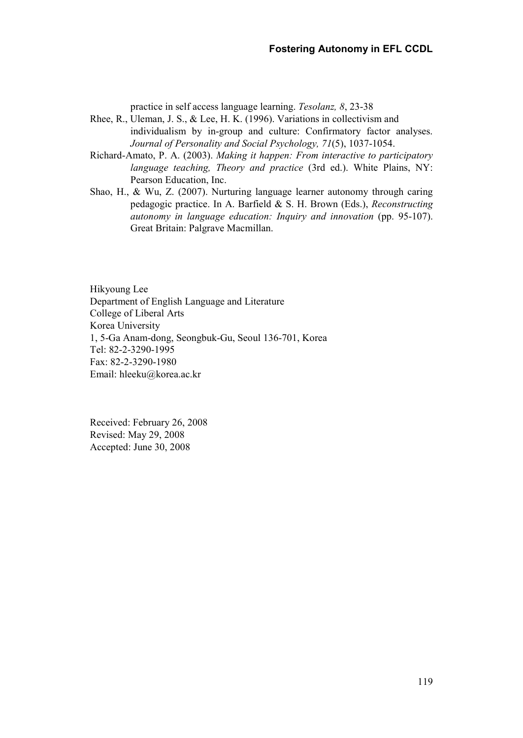practice in self access language learning. *Tesolanz, 8*, 23-38

Rhee, R., Uleman, J. S., & Lee, H. K. (1996). Variations in collectivism and individualism by in-group and culture: Confirmatory factor analyses. *Journal of Personality and Social Psychology, 71*(5), 1037-1054.

Richard-Amato, P. A. (2003). *Making it happen: From interactive to participatory language teaching, Theory and practice* (3rd ed.). White Plains, NY: Pearson Education, Inc.

Shao, H., & Wu, Z. (2007). Nurturing language learner autonomy through caring pedagogic practice. In A. Barfield & S. H. Brown (Eds.), *Reconstructing autonomy in language education: Inquiry and innovation* (pp. 95-107). Great Britain: Palgrave Macmillan.

Hikyoung Lee
Department of English Language and Literature
College of Liberal Arts
Korea University
1, 5-Ga Anam-dong, Seongbuk-Gu, Seoul 136-701, Korea
Tel: 82-2-3290-1995
Fax: 82-2-3290-1980
Email: hleeku@korea.ac.kr

Received: February 26, 2008
Revised: May 29, 2008
Accepted: June 30, 2008